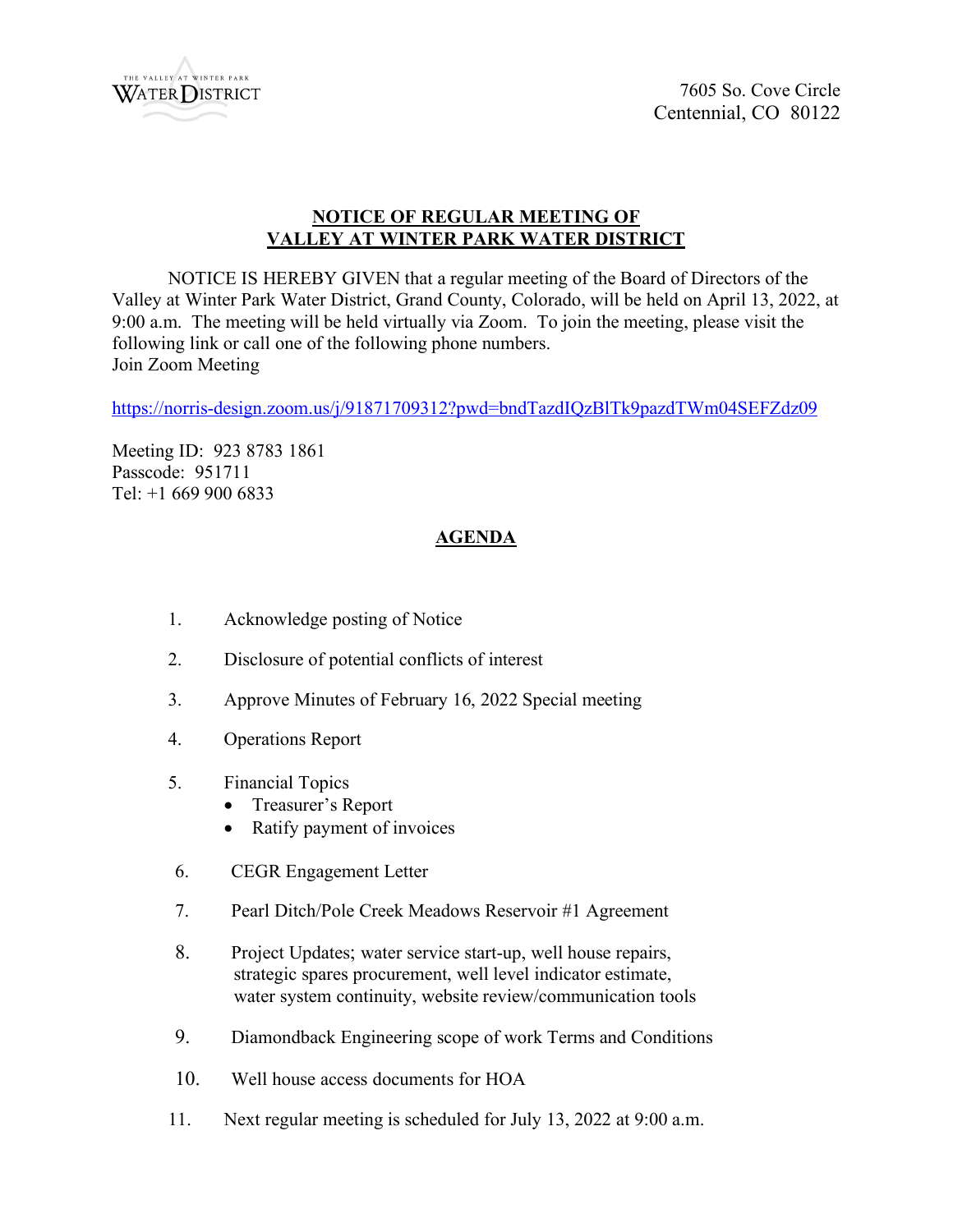THE VALLEY AT WINTER PARK
WATER DISTRICT

7605 So. Cove Circle
Centennial, CO 80122

## NOTICE OF REGULAR MEETING OF VALLEY AT WINTER PARK WATER DISTRICT

NOTICE IS HEREBY GIVEN that a regular meeting of the Board of Directors of the Valley at Winter Park Water District, Grand County, Colorado, will be held on April 13, 2022, at 9:00 a.m. The meeting will be held virtually via Zoom. To join the meeting, please visit the following link or call one of the following phone numbers.
Join Zoom Meeting

https://norris-design.zoom.us/j/91871709312?pwd=bndTazdIQzBlTk9pazdTWm04SEFZdz09

Meeting ID: 923 8783 1861
Passcode: 951711
Tel: +1 669 900 6833

## AGENDA

1. Acknowledge posting of Notice
2. Disclosure of potential conflicts of interest
3. Approve Minutes of February 16, 2022 Special meeting
4. Operations Report
5. Financial Topics
   - Treasurer's Report
   - Ratify payment of invoices
6. CEGR Engagement Letter
7. Pearl Ditch/Pole Creek Meadows Reservoir #1 Agreement
8. Project Updates; water service start-up, well house repairs, strategic spares procurement, well level indicator estimate, water system continuity, website review/communication tools
9. Diamondback Engineering scope of work Terms and Conditions
10. Well house access documents for HOA
11. Next regular meeting is scheduled for July 13, 2022 at 9:00 a.m.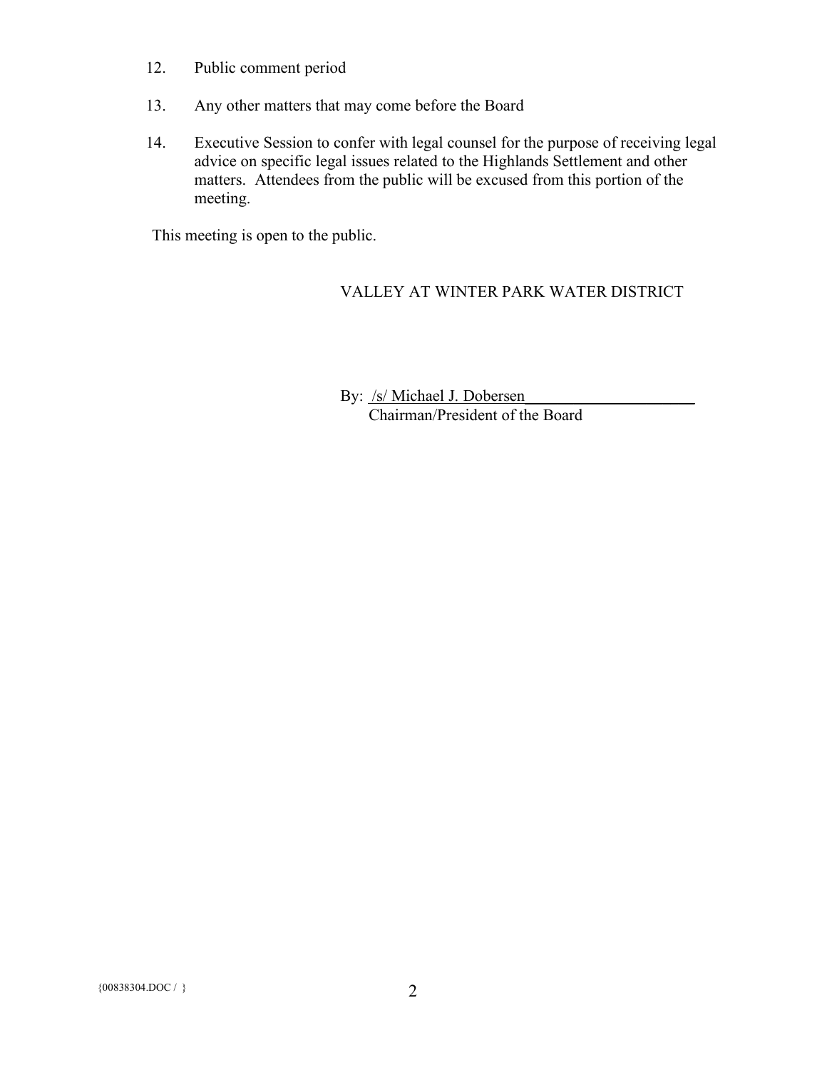12. Public comment period

13. Any other matters that may come before the Board

14. Executive Session to confer with legal counsel for the purpose of receiving legal advice on specific legal issues related to the Highlands Settlement and other matters. Attendees from the public will be excused from this portion of the meeting.

This meeting is open to the public.

VALLEY AT WINTER PARK WATER DISTRICT

By: /s/ Michael J. Dobersen

Chairman/President of the Board

{00838304.DOC / }